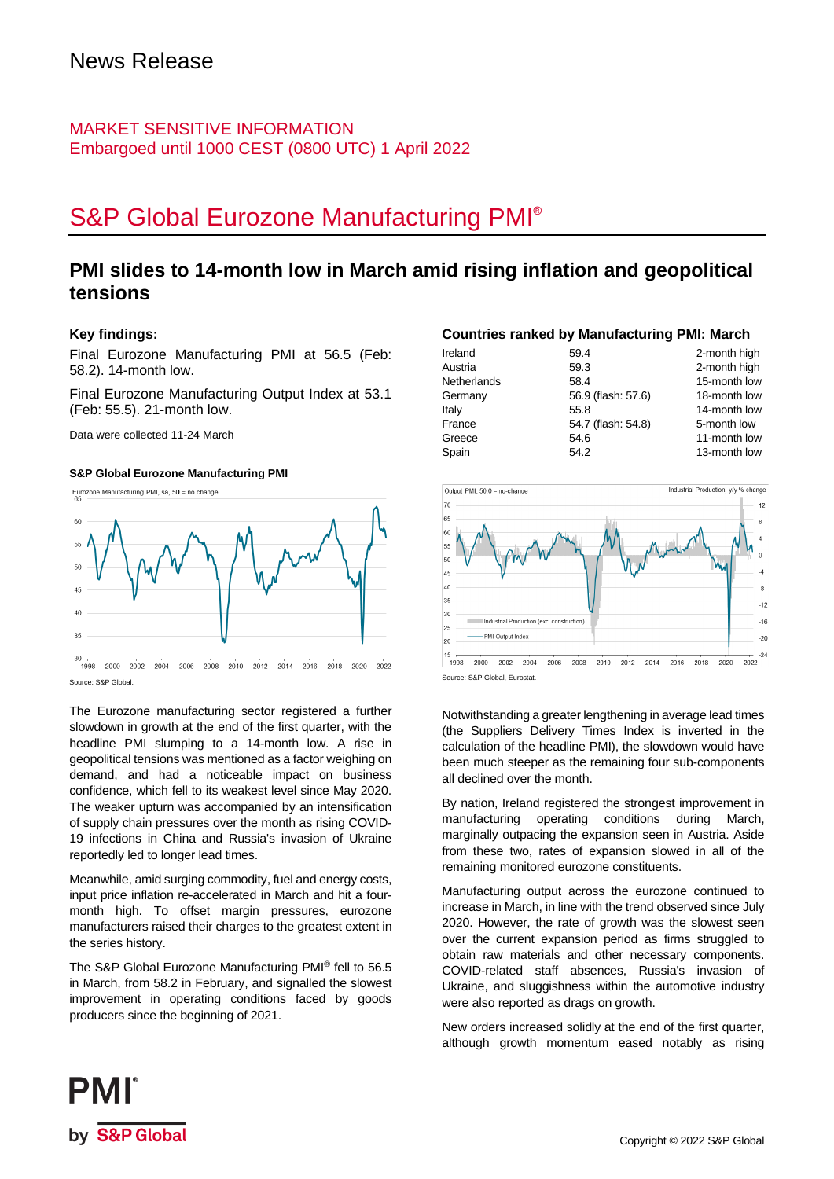# News Release

MARKET SENSITIVE INFORMATION
Embargoed until 1000 CEST (0800 UTC) 1 April 2022

# S&P Global Eurozone Manufacturing PMI®

## PMI slides to 14-month low in March amid rising inflation and geopolitical tensions

### Key findings:

Final Eurozone Manufacturing PMI at 56.5 (Feb: 58.2). 14-month low.

Final Eurozone Manufacturing Output Index at 53.1 (Feb: 55.5). 21-month low.

Data were collected 11-24 March

**S&P Global Eurozone Manufacturing PMI**

Source: S&P Global.

The Eurozone manufacturing sector registered a further slowdown in growth at the end of the first quarter, with the headline PMI slumping to a 14-month low. A rise in geopolitical tensions was mentioned as a factor weighing on demand, and had a noticeable impact on business confidence, which fell to its weakest level since May 2020. The weaker upturn was accompanied by an intensification of supply chain pressures over the month as rising COVID-19 infections in China and Russia's invasion of Ukraine reportedly led to longer lead times.

Meanwhile, amid surging commodity, fuel and energy costs, input price inflation re-accelerated in March and hit a four-month high. To offset margin pressures, eurozone manufacturers raised their charges to the greatest extent in the series history.

The S&P Global Eurozone Manufacturing PMI® fell to 56.5 in March, from 58.2 in February, and signalled the slowest improvement in operating conditions faced by goods producers since the beginning of 2021.

### Countries ranked by Manufacturing PMI: March

| | | |
|---|---|---|
| Ireland | 59.4 | 2-month high |
| Austria | 59.3 | 2-month high |
| Netherlands | 58.4 | 15-month low |
| Germany | 56.9 (flash: 57.6) | 18-month low |
| Italy | 55.8 | 14-month low |
| France | 54.7 (flash: 54.8) | 5-month low |
| Greece | 54.6 | 11-month low |
| Spain | 54.2 | 13-month low |

Source: S&P Global, Eurostat.

Notwithstanding a greater lengthening in average lead times (the Suppliers Delivery Times Index is inverted in the calculation of the headline PMI), the slowdown would have been much steeper as the remaining four sub-components all declined over the month.

By nation, Ireland registered the strongest improvement in manufacturing operating conditions during March, marginally outpacing the expansion seen in Austria. Aside from these two, rates of expansion slowed in all of the remaining monitored eurozone constituents.

Manufacturing output across the eurozone continued to increase in March, in line with the trend observed since July 2020. However, the rate of growth was the slowest seen over the current expansion period as firms struggled to obtain raw materials and other necessary components. COVID-related staff absences, Russia's invasion of Ukraine, and sluggishness within the automotive industry were also reported as drags on growth.

New orders increased solidly at the end of the first quarter, although growth momentum eased notably as rising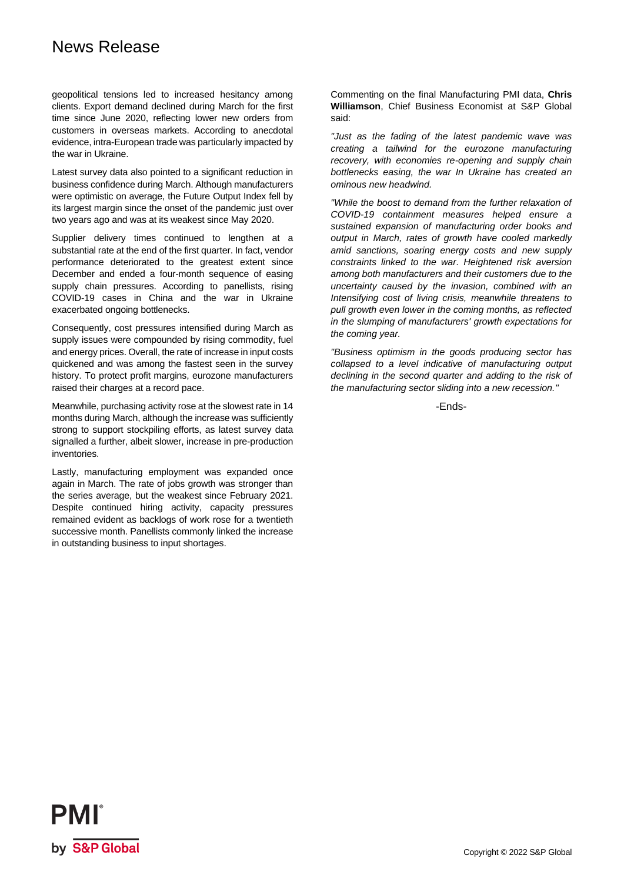geopolitical tensions led to increased hesitancy among clients. Export demand declined during March for the first time since June 2020, reflecting lower new orders from customers in overseas markets. According to anecdotal evidence, intra-European trade was particularly impacted by the war in Ukraine.

Latest survey data also pointed to a significant reduction in business confidence during March. Although manufacturers were optimistic on average, the Future Output Index fell by its largest margin since the onset of the pandemic just over two years ago and was at its weakest since May 2020.

Supplier delivery times continued to lengthen at a substantial rate at the end of the first quarter. In fact, vendor performance deteriorated to the greatest extent since December and ended a four-month sequence of easing supply chain pressures. According to panellists, rising COVID-19 cases in China and the war in Ukraine exacerbated ongoing bottlenecks.

Consequently, cost pressures intensified during March as supply issues were compounded by rising commodity, fuel and energy prices. Overall, the rate of increase in input costs quickened and was among the fastest seen in the survey history. To protect profit margins, eurozone manufacturers raised their charges at a record pace.

Meanwhile, purchasing activity rose at the slowest rate in 14 months during March, although the increase was sufficiently strong to support stockpiling efforts, as latest survey data signalled a further, albeit slower, increase in pre-production inventories.

Lastly, manufacturing employment was expanded once again in March. The rate of jobs growth was stronger than the series average, but the weakest since February 2021. Despite continued hiring activity, capacity pressures remained evident as backlogs of work rose for a twentieth successive month. Panellists commonly linked the increase in outstanding business to input shortages.

Commenting on the final Manufacturing PMI data, **Chris Williamson**, Chief Business Economist at S&P Global said:

*"Just as the fading of the latest pandemic wave was creating a tailwind for the eurozone manufacturing recovery, with economies re-opening and supply chain bottlenecks easing, the war In Ukraine has created an ominous new headwind.*

*"While the boost to demand from the further relaxation of COVID-19 containment measures helped ensure a sustained expansion of manufacturing order books and output in March, rates of growth have cooled markedly amid sanctions, soaring energy costs and new supply constraints linked to the war. Heightened risk aversion among both manufacturers and their customers due to the uncertainty caused by the invasion, combined with an Intensifying cost of living crisis, meanwhile threatens to pull growth even lower in the coming months, as reflected in the slumping of manufacturers' growth expectations for the coming year.*

*"Business optimism in the goods producing sector has collapsed to a level indicative of manufacturing output declining in the second quarter and adding to the risk of the manufacturing sector sliding into a new recession."*

-Ends-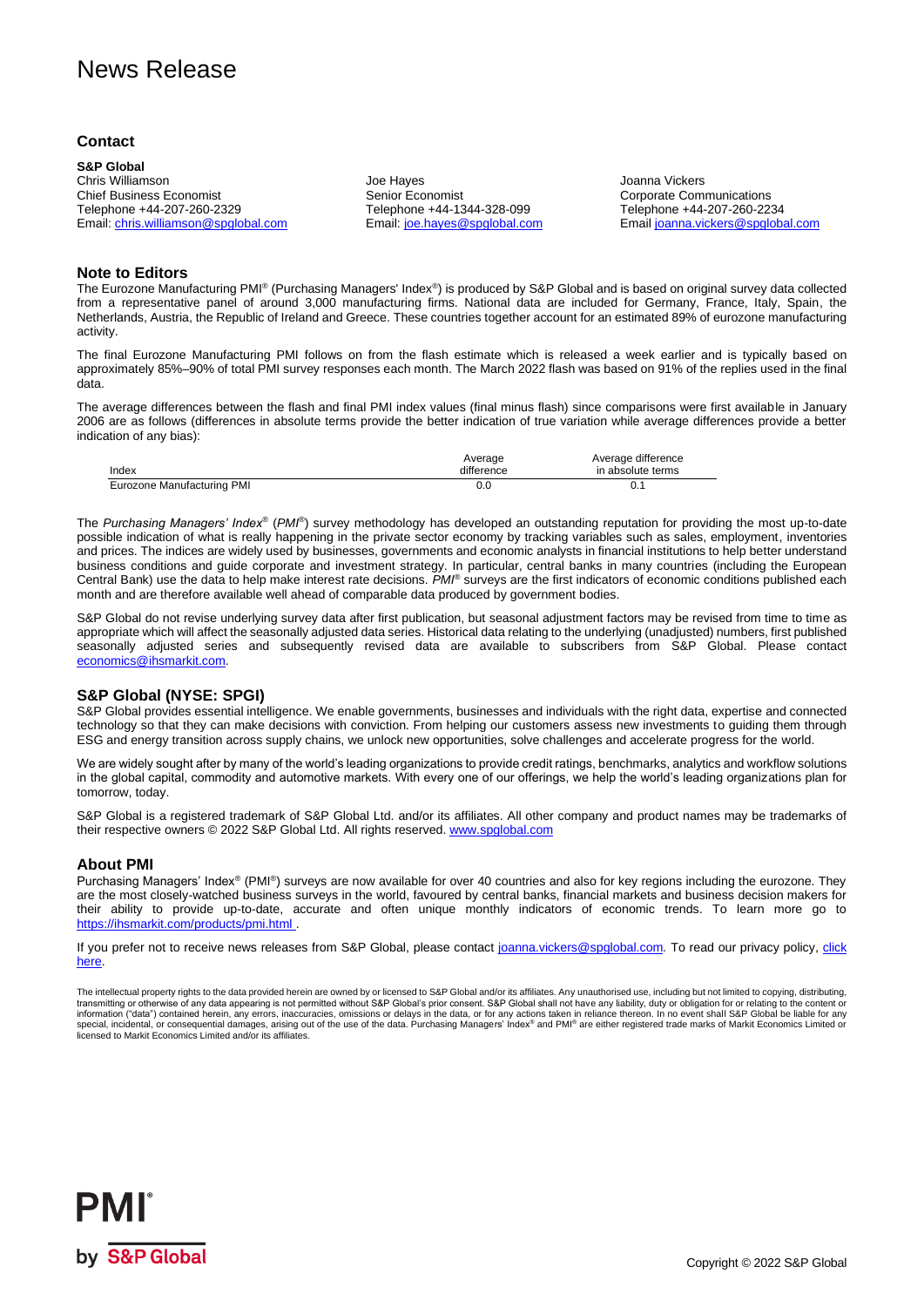# News Release

## Contact

**S&P Global**
Chris Williamson
Chief Business Economist
Telephone +44-207-260-2329
Email: chris.williamson@spglobal.com

Joe Hayes
Senior Economist
Telephone +44-1344-328-099
Email: joe.hayes@spglobal.com

Joanna Vickers
Corporate Communications
Telephone +44-207-260-2234
Email joanna.vickers@spglobal.com

## Note to Editors

The Eurozone Manufacturing PMI® (Purchasing Managers' Index®) is produced by S&P Global and is based on original survey data collected from a representative panel of around 3,000 manufacturing firms. National data are included for Germany, France, Italy, Spain, the Netherlands, Austria, the Republic of Ireland and Greece. These countries together account for an estimated 89% of eurozone manufacturing activity.

The final Eurozone Manufacturing PMI follows on from the flash estimate which is released a week earlier and is typically based on approximately 85%–90% of total PMI survey responses each month. The March 2022 flash was based on 91% of the replies used in the final data.

The average differences between the flash and final PMI index values (final minus flash) since comparisons were first available in January 2006 are as follows (differences in absolute terms provide the better indication of true variation while average differences provide a better indication of any bias):

| Index | Average difference | Average difference in absolute terms |
|---|---|---|
| Eurozone Manufacturing PMI | 0.0 | 0.1 |

The *Purchasing Managers' Index®* (*PMI®*) survey methodology has developed an outstanding reputation for providing the most up-to-date possible indication of what is really happening in the private sector economy by tracking variables such as sales, employment, inventories and prices. The indices are widely used by businesses, governments and economic analysts in financial institutions to help better understand business conditions and guide corporate and investment strategy. In particular, central banks in many countries (including the European Central Bank) use the data to help make interest rate decisions. *PMI®* surveys are the first indicators of economic conditions published each month and are therefore available well ahead of comparable data produced by government bodies.

S&P Global do not revise underlying survey data after first publication, but seasonal adjustment factors may be revised from time to time as appropriate which will affect the seasonally adjusted data series. Historical data relating to the underlying (unadjusted) numbers, first published seasonally adjusted series and subsequently revised data are available to subscribers from S&P Global. Please contact economics@ihsmarkit.com.

## S&P Global (NYSE: SPGI)

S&P Global provides essential intelligence. We enable governments, businesses and individuals with the right data, expertise and connected technology so that they can make decisions with conviction. From helping our customers assess new investments to guiding them through ESG and energy transition across supply chains, we unlock new opportunities, solve challenges and accelerate progress for the world.

We are widely sought after by many of the world's leading organizations to provide credit ratings, benchmarks, analytics and workflow solutions in the global capital, commodity and automotive markets. With every one of our offerings, we help the world's leading organizations plan for tomorrow, today.

S&P Global is a registered trademark of S&P Global Ltd. and/or its affiliates. All other company and product names may be trademarks of their respective owners © 2022 S&P Global Ltd. All rights reserved. www.spglobal.com

## About PMI

Purchasing Managers' Index® (PMI®) surveys are now available for over 40 countries and also for key regions including the eurozone. They are the most closely-watched business surveys in the world, favoured by central banks, financial markets and business decision makers for their ability to provide up-to-date, accurate and often unique monthly indicators of economic trends. To learn more go to https://ihsmarkit.com/products/pmi.html .

If you prefer not to receive news releases from S&P Global, please contact joanna.vickers@spglobal.com. To read our privacy policy, click here.

The intellectual property rights to the data provided herein are owned by or licensed to S&P Global and/or its affiliates. Any unauthorised use, including but not limited to copying, distributing, transmitting or otherwise of any data appearing is not permitted without S&P Global's prior consent. S&P Global shall not have any liability, duty or obligation for or relating to the content or information ("data") contained herein, any errors, inaccuracies, omissions or delays in the data, or for any actions taken in reliance thereon. In no event shall S&P Global be liable for any special, incidental, or consequential damages, arising out of the use of the data. Purchasing Managers' Index® and PMI® are either registered trade marks of Markit Economics Limited or licensed to Markit Economics Limited and/or its affiliates.

PMI® by S&P Global

Copyright © 2022 S&P Global